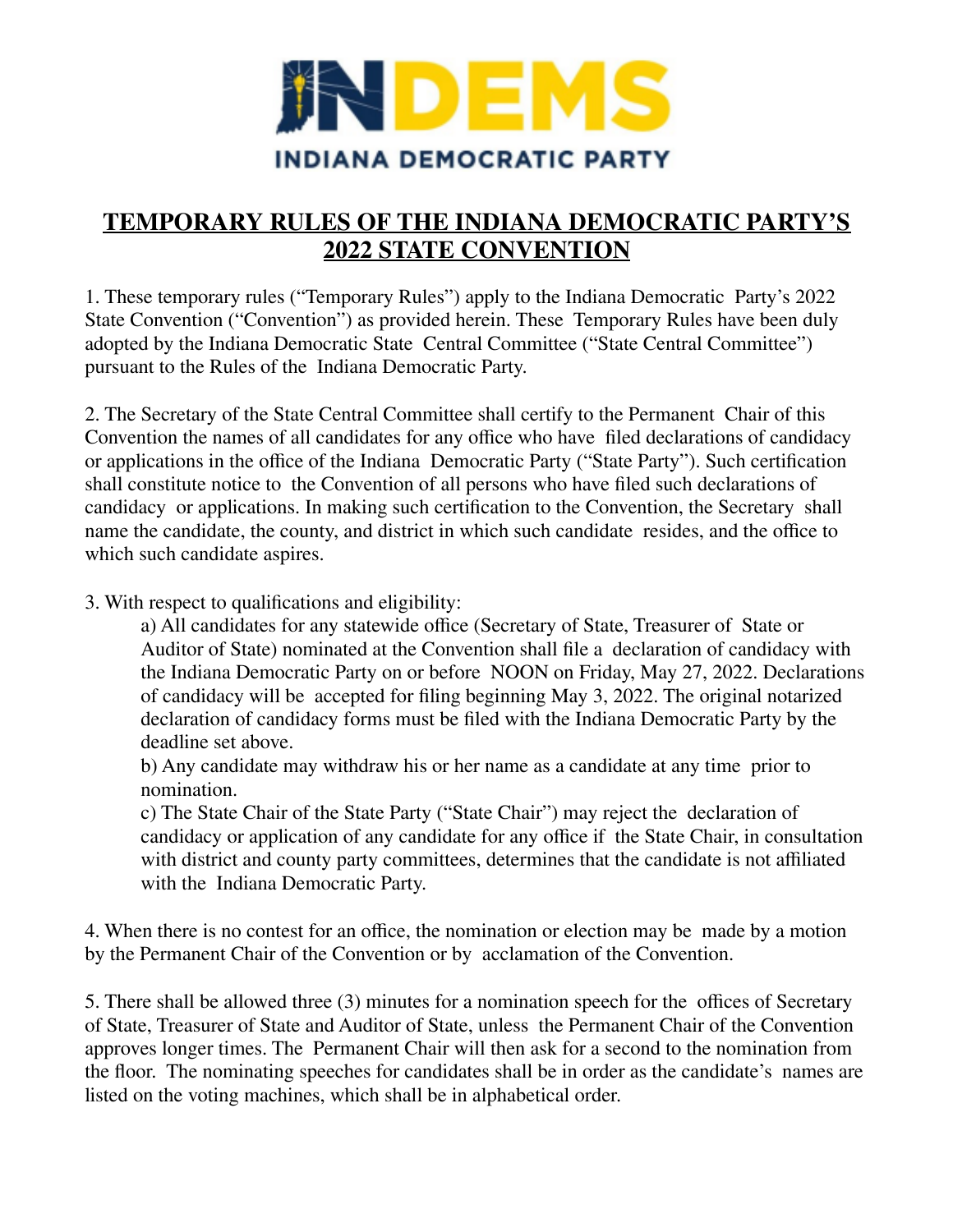INDEMS

INDIANA DEMOCRATIC PARTY

# TEMPORARY RULES OF THE INDIANA DEMOCRATIC PARTY'S 2022 STATE CONVENTION

1. These temporary rules ("Temporary Rules") apply to the Indiana Democratic Party's 2022 State Convention ("Convention") as provided herein. These Temporary Rules have been duly adopted by the Indiana Democratic State Central Committee ("State Central Committee") pursuant to the Rules of the Indiana Democratic Party.

2. The Secretary of the State Central Committee shall certify to the Permanent Chair of this Convention the names of all candidates for any office who have filed declarations of candidacy or applications in the office of the Indiana Democratic Party ("State Party"). Such certification shall constitute notice to the Convention of all persons who have filed such declarations of candidacy or applications. In making such certification to the Convention, the Secretary shall name the candidate, the county, and district in which such candidate resides, and the office to which such candidate aspires.

3. With respect to qualifications and eligibility:

   a) All candidates for any statewide office (Secretary of State, Treasurer of State or Auditor of State) nominated at the Convention shall file a declaration of candidacy with the Indiana Democratic Party on or before NOON on Friday, May 27, 2022. Declarations of candidacy will be accepted for filing beginning May 3, 2022. The original notarized declaration of candidacy forms must be filed with the Indiana Democratic Party by the deadline set above.

   b) Any candidate may withdraw his or her name as a candidate at any time prior to nomination.

   c) The State Chair of the State Party ("State Chair") may reject the declaration of candidacy or application of any candidate for any office if the State Chair, in consultation with district and county party committees, determines that the candidate is not affiliated with the Indiana Democratic Party.

4. When there is no contest for an office, the nomination or election may be made by a motion by the Permanent Chair of the Convention or by acclamation of the Convention.

5. There shall be allowed three (3) minutes for a nomination speech for the offices of Secretary of State, Treasurer of State and Auditor of State, unless the Permanent Chair of the Convention approves longer times. The Permanent Chair will then ask for a second to the nomination from the floor. The nominating speeches for candidates shall be in order as the candidate's names are listed on the voting machines, which shall be in alphabetical order.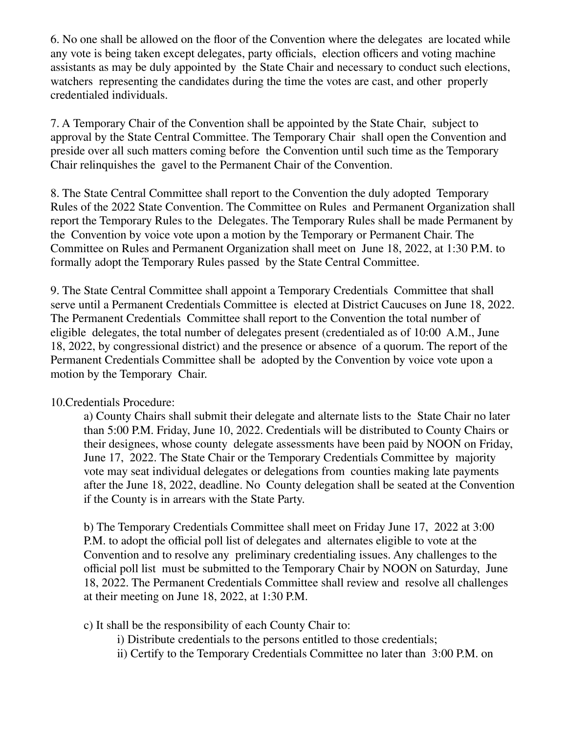6. No one shall be allowed on the floor of the Convention where the delegates are located while any vote is being taken except delegates, party officials, election officers and voting machine assistants as may be duly appointed by the State Chair and necessary to conduct such elections, watchers representing the candidates during the time the votes are cast, and other properly credentialed individuals.

7. A Temporary Chair of the Convention shall be appointed by the State Chair, subject to approval by the State Central Committee. The Temporary Chair shall open the Convention and preside over all such matters coming before the Convention until such time as the Temporary Chair relinquishes the gavel to the Permanent Chair of the Convention.

8. The State Central Committee shall report to the Convention the duly adopted Temporary Rules of the 2022 State Convention. The Committee on Rules and Permanent Organization shall report the Temporary Rules to the Delegates. The Temporary Rules shall be made Permanent by the Convention by voice vote upon a motion by the Temporary or Permanent Chair. The Committee on Rules and Permanent Organization shall meet on June 18, 2022, at 1:30 P.M. to formally adopt the Temporary Rules passed by the State Central Committee.

9. The State Central Committee shall appoint a Temporary Credentials Committee that shall serve until a Permanent Credentials Committee is elected at District Caucuses on June 18, 2022. The Permanent Credentials Committee shall report to the Convention the total number of eligible delegates, the total number of delegates present (credentialed as of 10:00 A.M., June 18, 2022, by congressional district) and the presence or absence of a quorum. The report of the Permanent Credentials Committee shall be adopted by the Convention by voice vote upon a motion by the Temporary Chair.

10.Credentials Procedure:

a) County Chairs shall submit their delegate and alternate lists to the State Chair no later than 5:00 P.M. Friday, June 10, 2022. Credentials will be distributed to County Chairs or their designees, whose county delegate assessments have been paid by NOON on Friday, June 17, 2022. The State Chair or the Temporary Credentials Committee by majority vote may seat individual delegates or delegations from counties making late payments after the June 18, 2022, deadline. No County delegation shall be seated at the Convention if the County is in arrears with the State Party.

b) The Temporary Credentials Committee shall meet on Friday June 17, 2022 at 3:00 P.M. to adopt the official poll list of delegates and alternates eligible to vote at the Convention and to resolve any preliminary credentialing issues. Any challenges to the official poll list must be submitted to the Temporary Chair by NOON on Saturday, June 18, 2022. The Permanent Credentials Committee shall review and resolve all challenges at their meeting on June 18, 2022, at 1:30 P.M.

c) It shall be the responsibility of each County Chair to:

i) Distribute credentials to the persons entitled to those credentials;

ii) Certify to the Temporary Credentials Committee no later than 3:00 P.M. on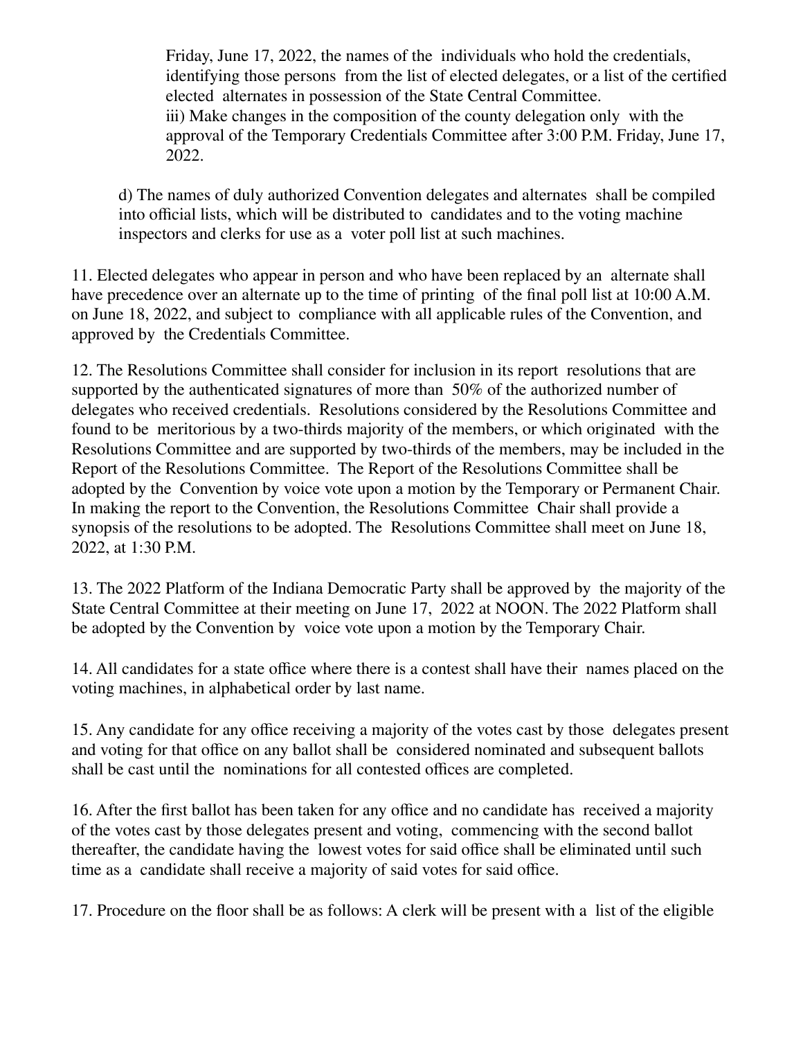Friday, June 17, 2022, the names of the individuals who hold the credentials, identifying those persons from the list of elected delegates, or a list of the certified elected alternates in possession of the State Central Committee.

iii) Make changes in the composition of the county delegation only with the approval of the Temporary Credentials Committee after 3:00 P.M. Friday, June 17, 2022.

d) The names of duly authorized Convention delegates and alternates shall be compiled into official lists, which will be distributed to candidates and to the voting machine inspectors and clerks for use as a voter poll list at such machines.

11. Elected delegates who appear in person and who have been replaced by an alternate shall have precedence over an alternate up to the time of printing of the final poll list at 10:00 A.M. on June 18, 2022, and subject to compliance with all applicable rules of the Convention, and approved by the Credentials Committee.

12. The Resolutions Committee shall consider for inclusion in its report resolutions that are supported by the authenticated signatures of more than 50% of the authorized number of delegates who received credentials. Resolutions considered by the Resolutions Committee and found to be meritorious by a two-thirds majority of the members, or which originated with the Resolutions Committee and are supported by two-thirds of the members, may be included in the Report of the Resolutions Committee. The Report of the Resolutions Committee shall be adopted by the Convention by voice vote upon a motion by the Temporary or Permanent Chair. In making the report to the Convention, the Resolutions Committee Chair shall provide a synopsis of the resolutions to be adopted. The Resolutions Committee shall meet on June 18, 2022, at 1:30 P.M.

13. The 2022 Platform of the Indiana Democratic Party shall be approved by the majority of the State Central Committee at their meeting on June 17, 2022 at NOON. The 2022 Platform shall be adopted by the Convention by voice vote upon a motion by the Temporary Chair.

14. All candidates for a state office where there is a contest shall have their names placed on the voting machines, in alphabetical order by last name.

15. Any candidate for any office receiving a majority of the votes cast by those delegates present and voting for that office on any ballot shall be considered nominated and subsequent ballots shall be cast until the nominations for all contested offices are completed.

16. After the first ballot has been taken for any office and no candidate has received a majority of the votes cast by those delegates present and voting, commencing with the second ballot thereafter, the candidate having the lowest votes for said office shall be eliminated until such time as a candidate shall receive a majority of said votes for said office.

17. Procedure on the floor shall be as follows: A clerk will be present with a list of the eligible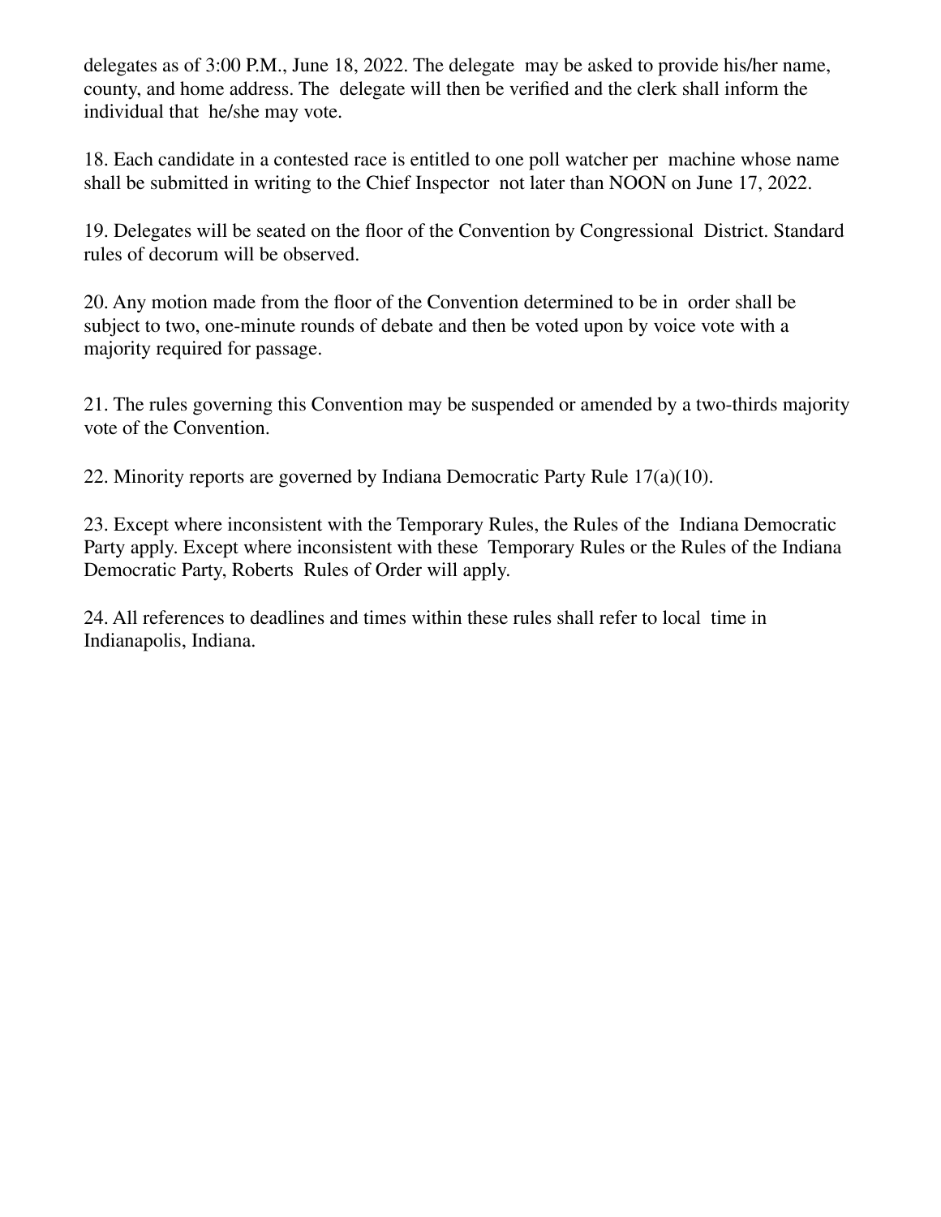delegates as of 3:00 P.M., June 18, 2022. The delegate may be asked to provide his/her name, county, and home address. The delegate will then be verified and the clerk shall inform the individual that he/she may vote.

18. Each candidate in a contested race is entitled to one poll watcher per machine whose name shall be submitted in writing to the Chief Inspector not later than NOON on June 17, 2022.

19. Delegates will be seated on the floor of the Convention by Congressional District. Standard rules of decorum will be observed.

20. Any motion made from the floor of the Convention determined to be in order shall be subject to two, one-minute rounds of debate and then be voted upon by voice vote with a majority required for passage.

21. The rules governing this Convention may be suspended or amended by a two-thirds majority vote of the Convention.

22. Minority reports are governed by Indiana Democratic Party Rule 17(a)(10).

23. Except where inconsistent with the Temporary Rules, the Rules of the Indiana Democratic Party apply. Except where inconsistent with these Temporary Rules or the Rules of the Indiana Democratic Party, Roberts Rules of Order will apply.

24. All references to deadlines and times within these rules shall refer to local time in Indianapolis, Indiana.